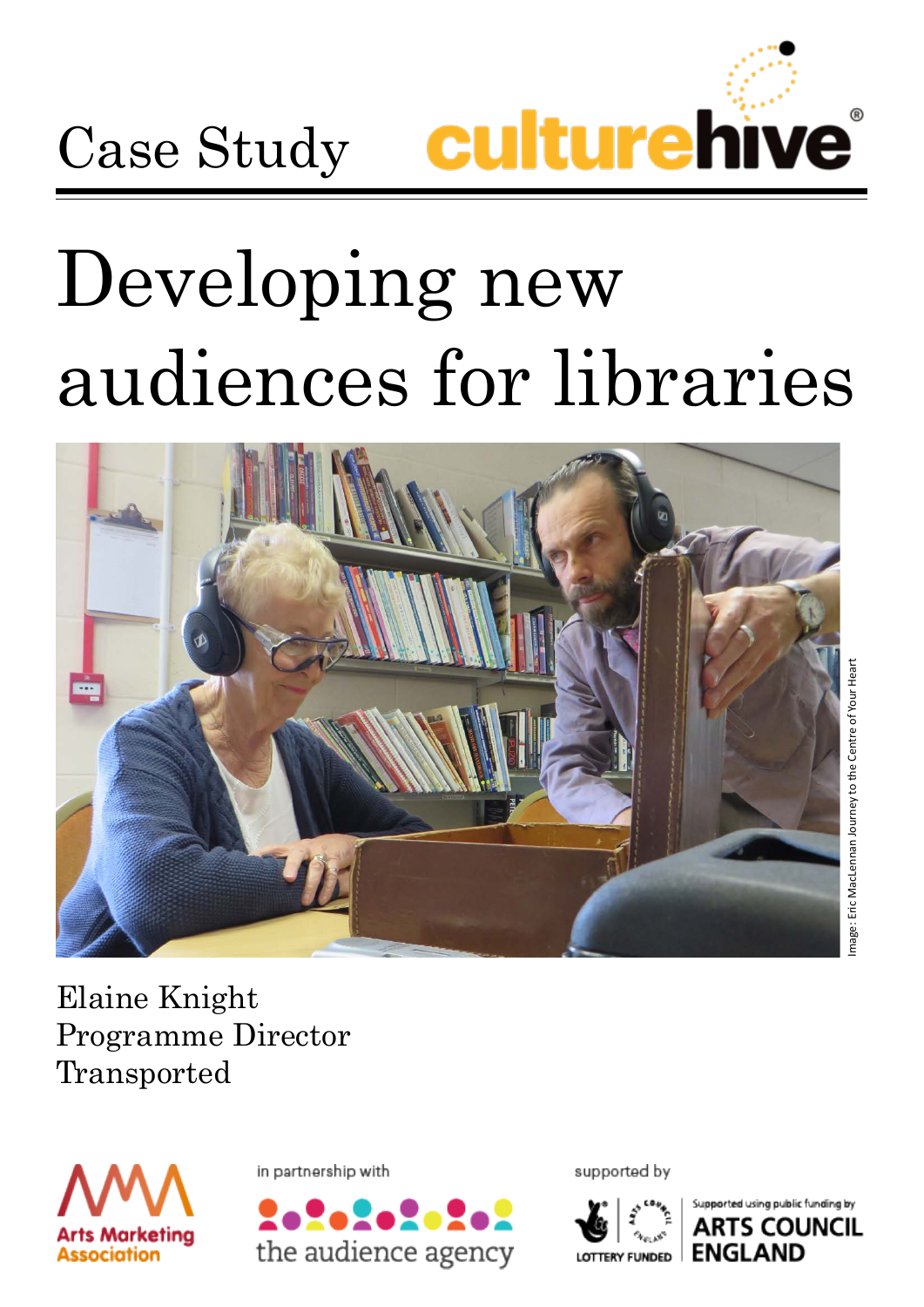Case Study

culturehive

# Developing new audiences for libraries

Image: Eric MacLennan Journey to the Centre of Your Heart

Elaine Knight
Programme Director
Transported

Arts Marketing Association

in partnership with the audience agency

supported by

LOTTERY FUNDED

Supported using public funding by ARTS COUNCIL ENGLAND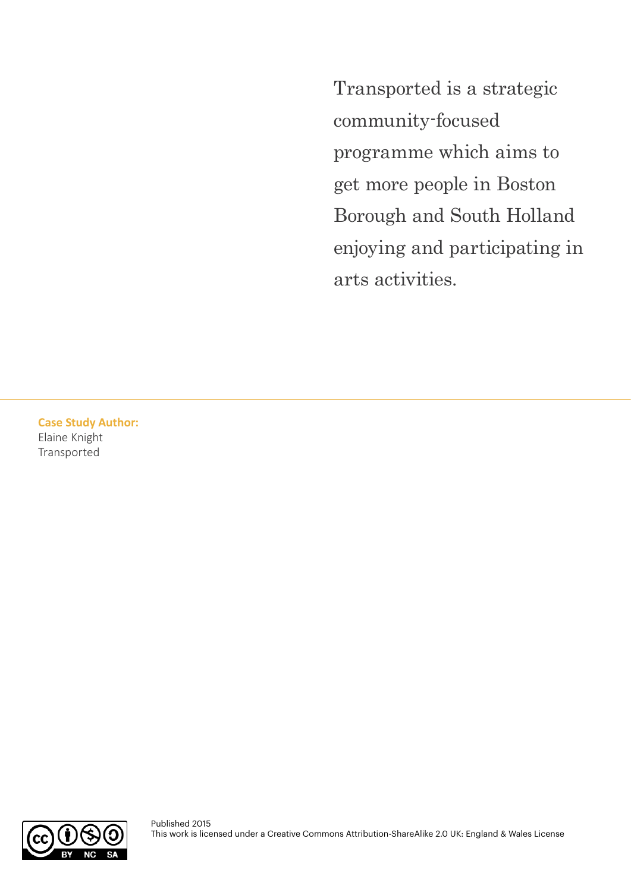Transported is a strategic community-focused programme which aims to get more people in Boston Borough and South Holland enjoying and participating in arts activities.

**Case Study Author:**
Elaine Knight
Transported

Published 2015
This work is licensed under a Creative Commons Attribution-ShareAlike 2.0 UK: England & Wales License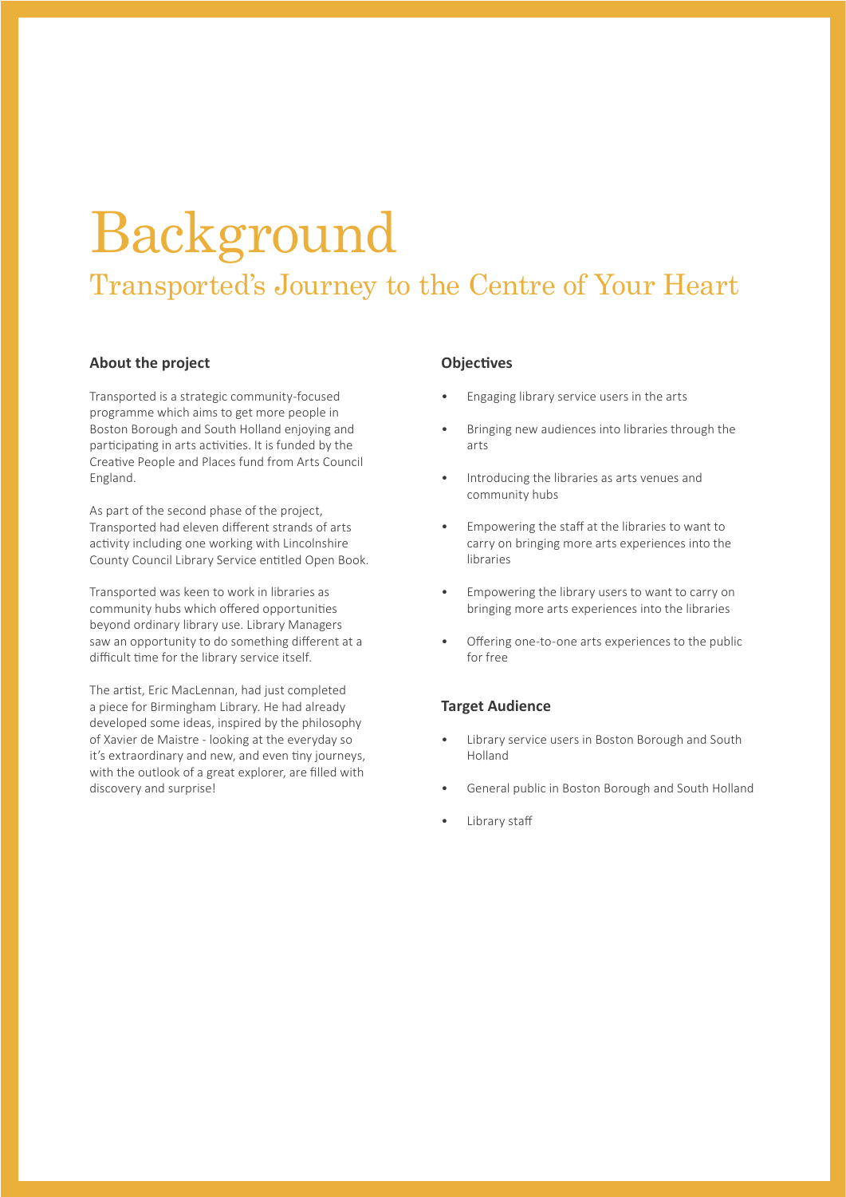# Background

## Transported's Journey to the Centre of Your Heart

### About the project

Transported is a strategic community-focused programme which aims to get more people in Boston Borough and South Holland enjoying and participating in arts activities. It is funded by the Creative People and Places fund from Arts Council England.

As part of the second phase of the project, Transported had eleven different strands of arts activity including one working with Lincolnshire County Council Library Service entitled Open Book.

Transported was keen to work in libraries as community hubs which offered opportunities beyond ordinary library use. Library Managers saw an opportunity to do something different at a difficult time for the library service itself.

The artist, Eric MacLennan, had just completed a piece for Birmingham Library. He had already developed some ideas, inspired by the philosophy of Xavier de Maistre - looking at the everyday so it's extraordinary and new, and even tiny journeys, with the outlook of a great explorer, are filled with discovery and surprise!

### Objectives

- Engaging library service users in the arts
- Bringing new audiences into libraries through the arts
- Introducing the libraries as arts venues and community hubs
- Empowering the staff at the libraries to want to carry on bringing more arts experiences into the libraries
- Empowering the library users to want to carry on bringing more arts experiences into the libraries
- Offering one-to-one arts experiences to the public for free

### Target Audience

- Library service users in Boston Borough and South Holland
- General public in Boston Borough and South Holland
- Library staff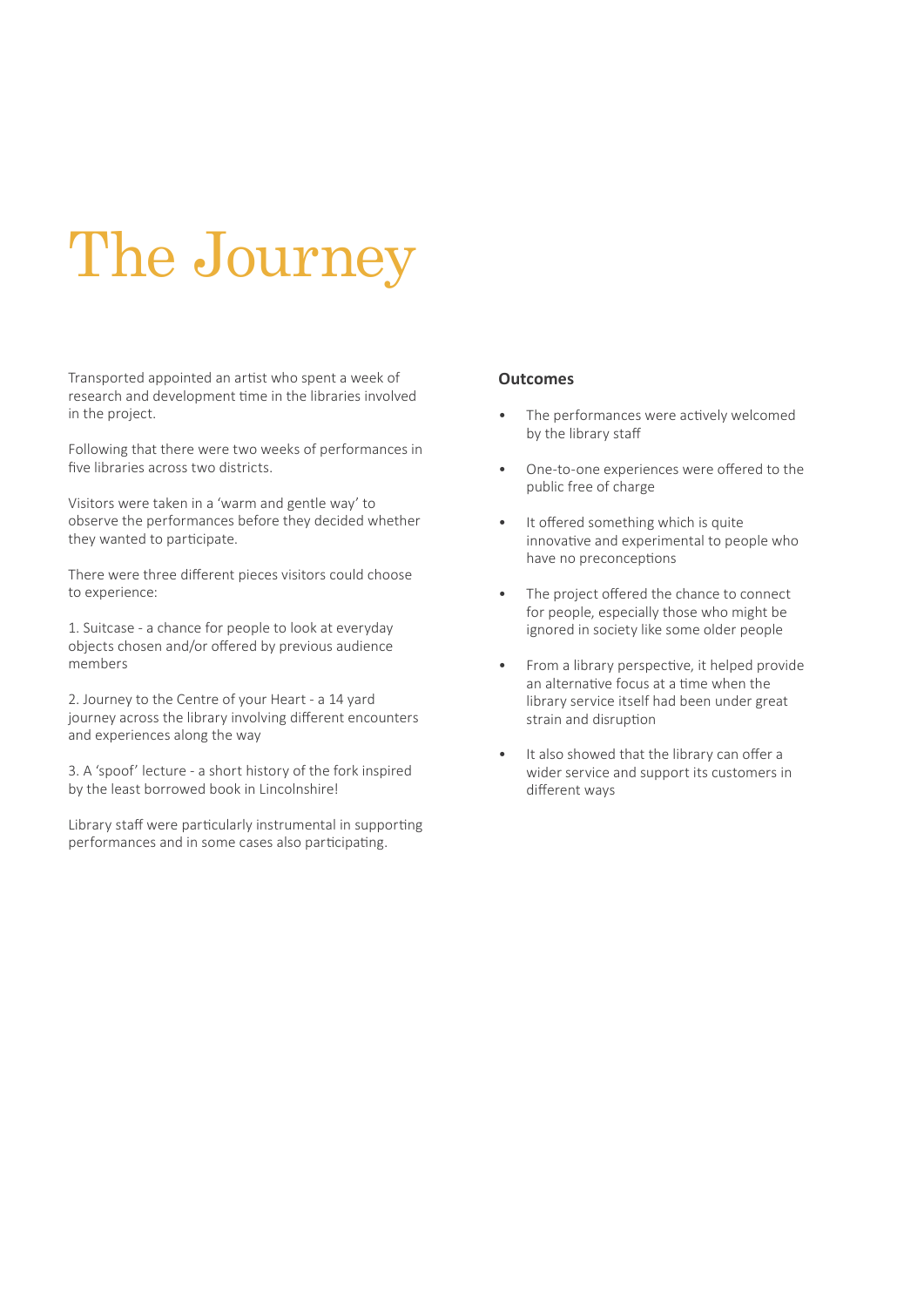# The Journey

Transported appointed an artist who spent a week of research and development time in the libraries involved in the project.

Following that there were two weeks of performances in five libraries across two districts.

Visitors were taken in a 'warm and gentle way' to observe the performances before they decided whether they wanted to participate.

There were three different pieces visitors could choose to experience:

1. Suitcase - a chance for people to look at everyday objects chosen and/or offered by previous audience members

2. Journey to the Centre of your Heart - a 14 yard journey across the library involving different encounters and experiences along the way

3. A 'spoof' lecture - a short history of the fork inspired by the least borrowed book in Lincolnshire!

Library staff were particularly instrumental in supporting performances and in some cases also participating.

**Outcomes**

- The performances were actively welcomed by the library staff
- One-to-one experiences were offered to the public free of charge
- It offered something which is quite innovative and experimental to people who have no preconceptions
- The project offered the chance to connect for people, especially those who might be ignored in society like some older people
- From a library perspective, it helped provide an alternative focus at a time when the library service itself had been under great strain and disruption
- It also showed that the library can offer a wider service and support its customers in different ways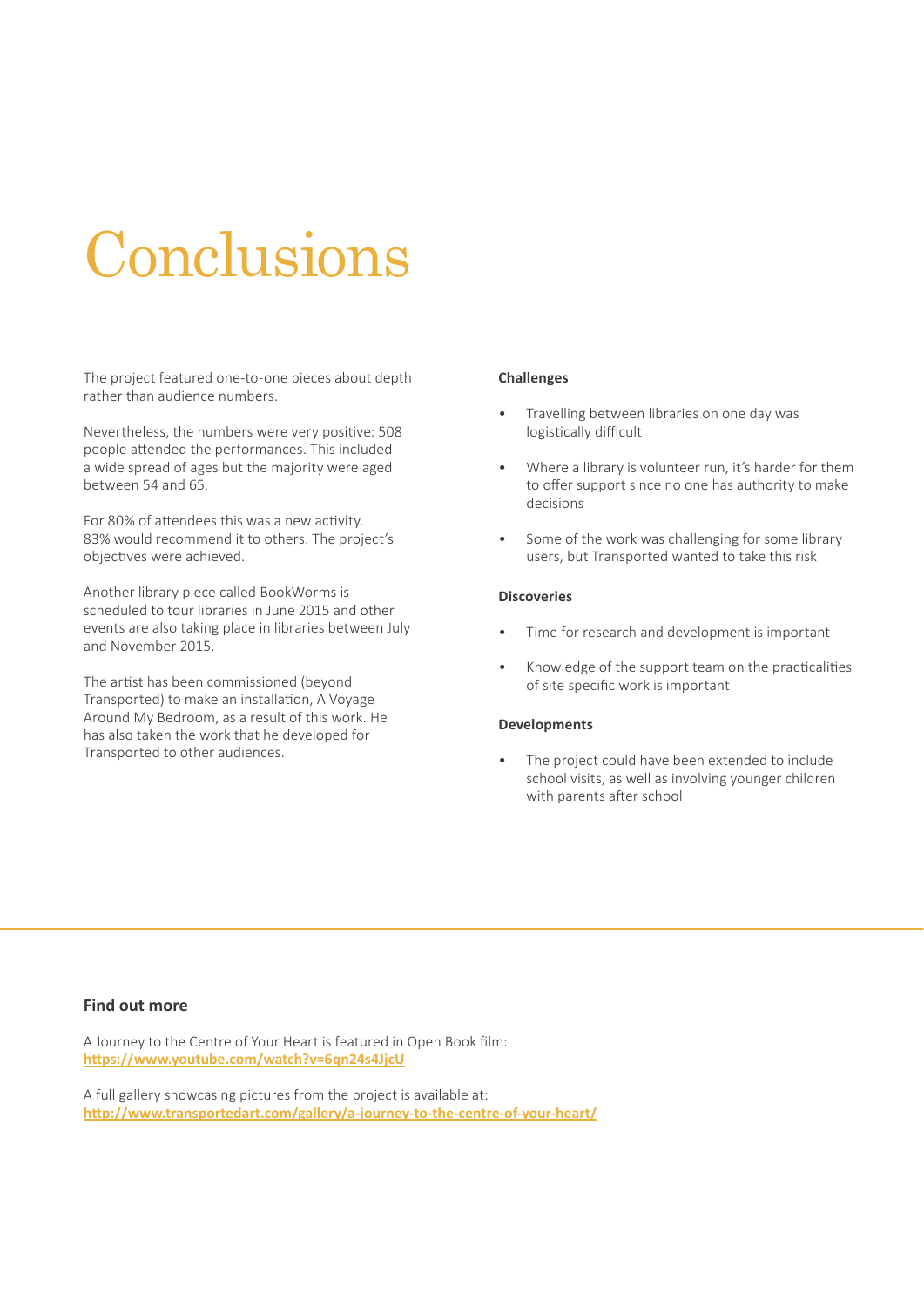# Conclusions

The project featured one-to-one pieces about depth rather than audience numbers.

Nevertheless, the numbers were very positive: 508 people attended the performances. This included a wide spread of ages but the majority were aged between 54 and 65.

For 80% of attendees this was a new activity. 83% would recommend it to others. The project's objectives were achieved.

Another library piece called BookWorms is scheduled to tour libraries in June 2015 and other events are also taking place in libraries between July and November 2015.

The artist has been commissioned (beyond Transported) to make an installation, A Voyage Around My Bedroom, as a result of this work. He has also taken the work that he developed for Transported to other audiences.

**Challenges**

- Travelling between libraries on one day was logistically difficult
- Where a library is volunteer run, it's harder for them to offer support since no one has authority to make decisions
- Some of the work was challenging for some library users, but Transported wanted to take this risk

**Discoveries**

- Time for research and development is important
- Knowledge of the support team on the practicalities of site specific work is important

**Developments**

- The project could have been extended to include school visits, as well as involving younger children with parents after school

## Find out more

A Journey to the Centre of Your Heart is featured in Open Book film:
**https://www.youtube.com/watch?v=6qn24s4JjcU**

A full gallery showcasing pictures from the project is available at:
**http://www.transportedart.com/gallery/a-journey-to-the-centre-of-your-heart/**